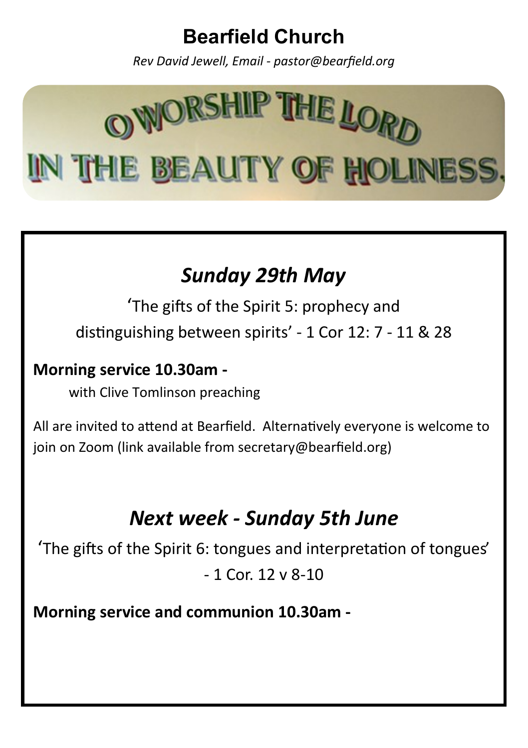# Bearfield Church

*Rev David Jewell, Email - pastor@bearfield.org*

O WORSHIP THE LORD IN THE BEAUTY OF HOLINESS.

## *Sunday 29th May*

'The gifts of the Spirit 5: prophecy and distinguishing between spirits' - 1 Cor 12: 7 - 11 & 28

**Morning service 10.30am -**

with Clive Tomlinson preaching

All are invited to attend at Bearfield. Alternatively everyone is welcome to join on Zoom (link available from secretary@bearfield.org)

## *Next week - Sunday 5th June*

'The gifts of the Spirit 6: tongues and interpretation of tongues' - 1 Cor. 12 v 8-10

**Morning service and communion 10.30am -**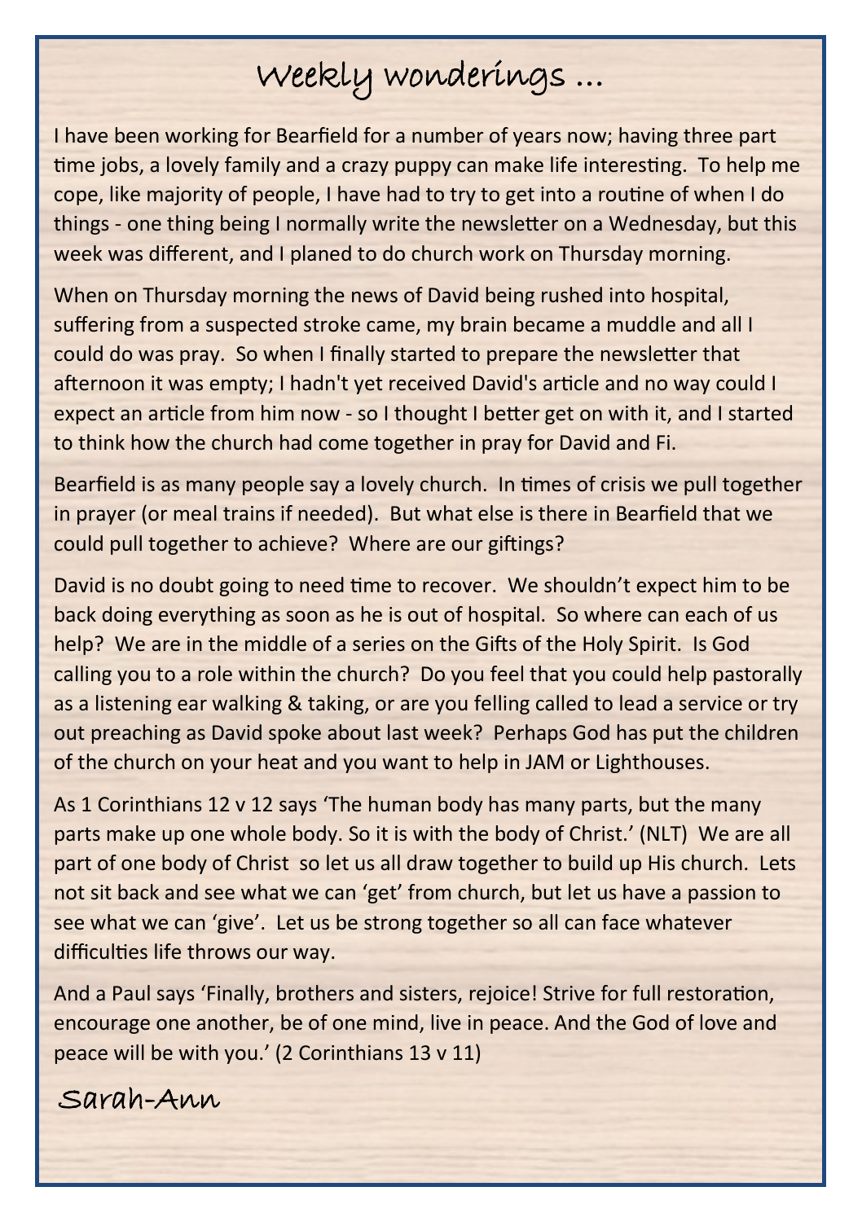# Weekly wonderings …

I have been working for Bearfield for a number of years now; having three part time jobs, a lovely family and a crazy puppy can make life interesting. To help me cope, like majority of people, I have had to try to get into a routine of when I do things - one thing being I normally write the newsletter on a Wednesday, but this week was different, and I planed to do church work on Thursday morning.

When on Thursday morning the news of David being rushed into hospital, suffering from a suspected stroke came, my brain became a muddle and all I could do was pray. So when I finally started to prepare the newsletter that afternoon it was empty; I hadn't yet received David's article and no way could I expect an article from him now - so I thought I better get on with it, and I started to think how the church had come together in pray for David and Fi.

Bearfield is as many people say a lovely church. In times of crisis we pull together in prayer (or meal trains if needed). But what else is there in Bearfield that we could pull together to achieve? Where are our giftings?

David is no doubt going to need time to recover. We shouldn't expect him to be back doing everything as soon as he is out of hospital. So where can each of us help? We are in the middle of a series on the Gifts of the Holy Spirit. Is God calling you to a role within the church? Do you feel that you could help pastorally as a listening ear walking & taking, or are you felling called to lead a service or try out preaching as David spoke about last week? Perhaps God has put the children of the church on your heat and you want to help in JAM or Lighthouses.

As 1 Corinthians 12 v 12 says 'The human body has many parts, but the many parts make up one whole body. So it is with the body of Christ.' (NLT) We are all part of one body of Christ so let us all draw together to build up His church. Lets not sit back and see what we can 'get' from church, but let us have a passion to see what we can 'give'. Let us be strong together so all can face whatever difficulties life throws our way.

And a Paul says 'Finally, brothers and sisters, rejoice! Strive for full restoration, encourage one another, be of one mind, live in peace. And the God of love and peace will be with you.' (2 Corinthians 13 v 11)

Sarah-Ann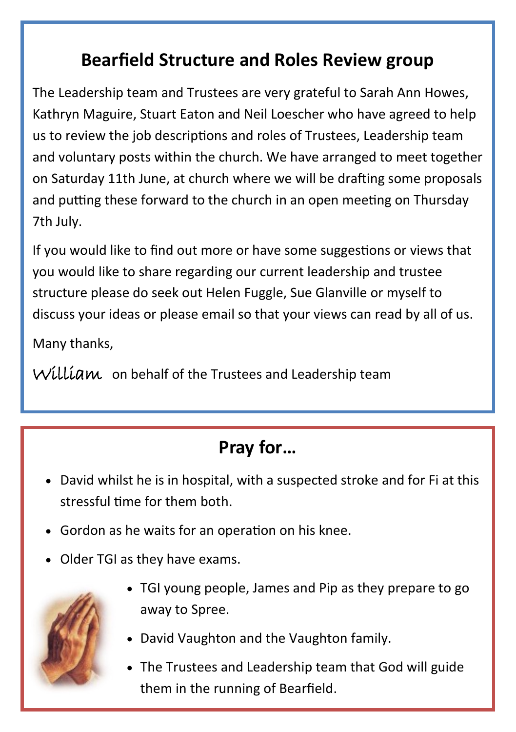## Bearfield Structure and Roles Review group

The Leadership team and Trustees are very grateful to Sarah Ann Howes, Kathryn Maguire, Stuart Eaton and Neil Loescher who have agreed to help us to review the job descriptions and roles of Trustees, Leadership team and voluntary posts within the church. We have arranged to meet together on Saturday 11th June, at church where we will be drafting some proposals and putting these forward to the church in an open meeting on Thursday 7th July.

If you would like to find out more or have some suggestions or views that you would like to share regarding our current leadership and trustee structure please do seek out Helen Fuggle, Sue Glanville or myself to discuss your ideas or please email so that your views can read by all of us.

Many thanks,

*William* on behalf of the Trustees and Leadership team

## Pray for…

- David whilst he is in hospital, with a suspected stroke and for Fi at this stressful time for them both.
- Gordon as he waits for an operation on his knee.
- Older TGI as they have exams.
- TGI young people, James and Pip as they prepare to go away to Spree.
- David Vaughton and the Vaughton family.
- The Trustees and Leadership team that God will guide them in the running of Bearfield.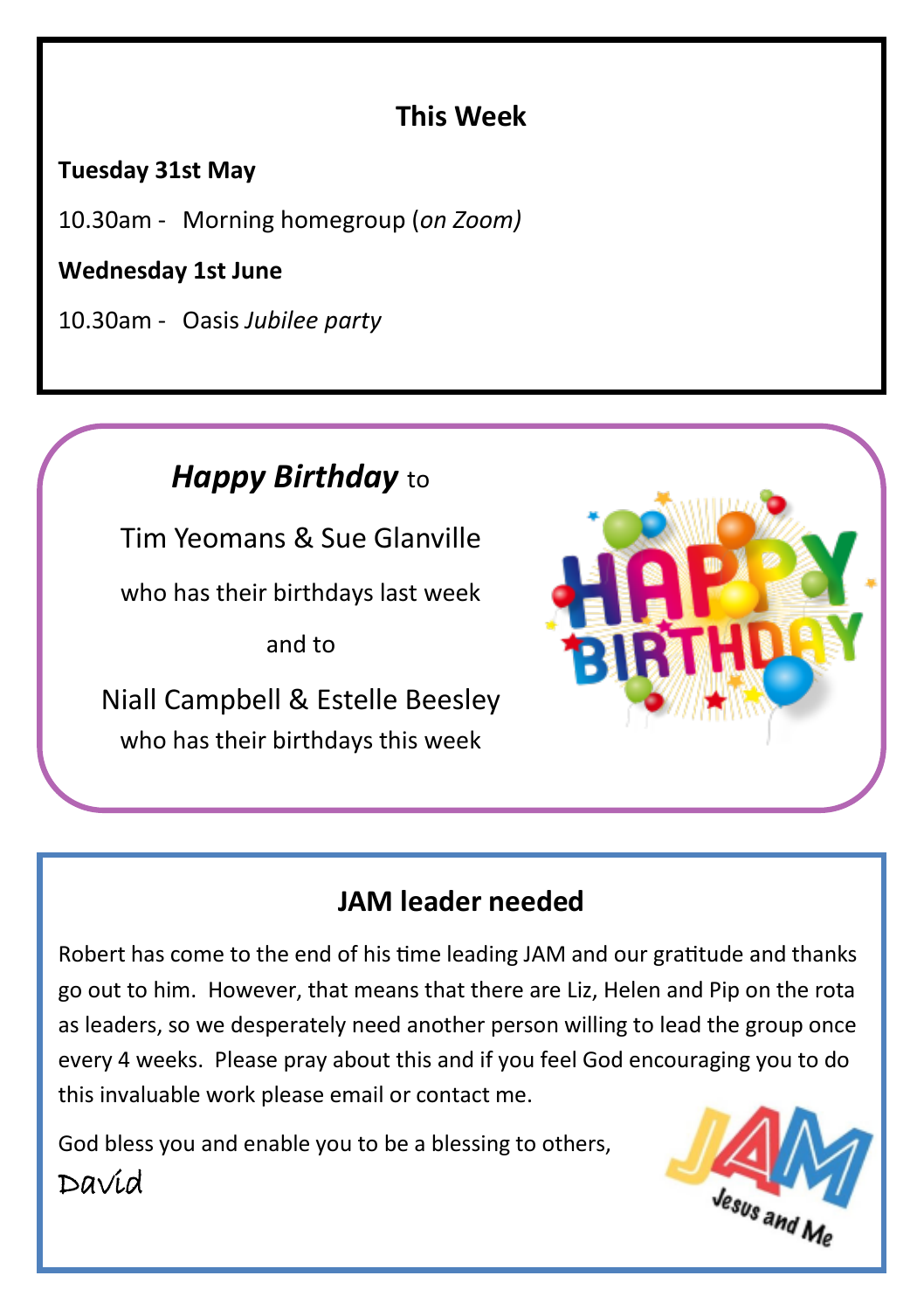## This Week

**Tuesday 31st May**

10.30am - Morning homegroup (*on Zoom)*

**Wednesday 1st June**

10.30am - Oasis *Jubilee party*

***Happy Birthday*** to

Tim Yeomans & Sue Glanville

who has their birthdays last week

and to

Niall Campbell & Estelle Beesley

who has their birthdays this week

## JAM leader needed

Robert has come to the end of his time leading JAM and our gratitude and thanks go out to him. However, that means that there are Liz, Helen and Pip on the rota as leaders, so we desperately need another person willing to lead the group once every 4 weeks. Please pray about this and if you feel God encouraging you to do this invaluable work please email or contact me.

God bless you and enable you to be a blessing to others,

David